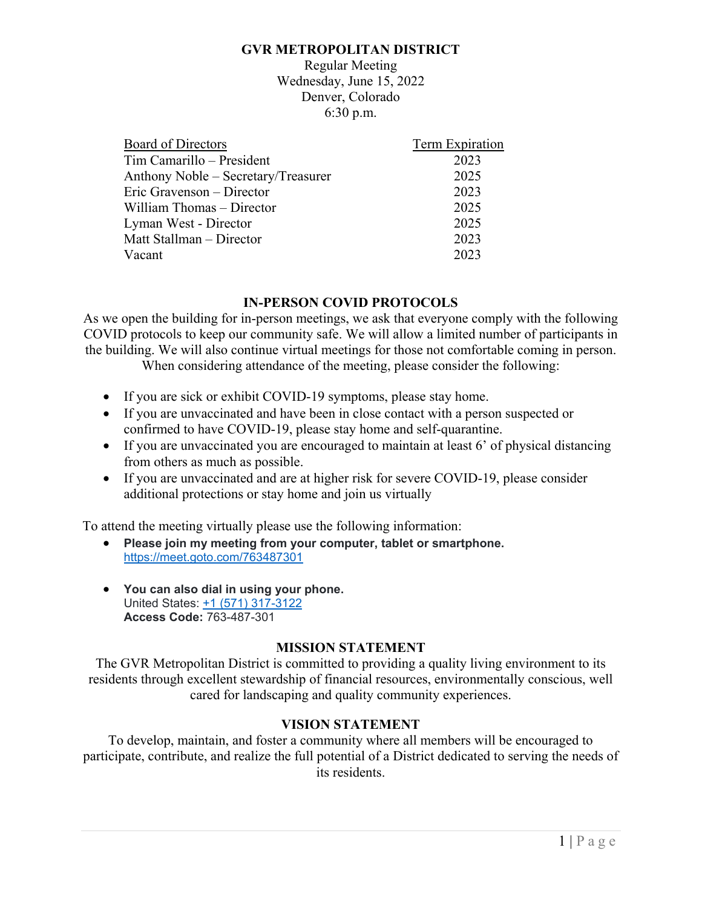# GVR METROPOLITAN DISTRICT

Regular Meeting
Wednesday, June 15, 2022
Denver, Colorado
6:30 p.m.

| Board of Directors | Term Expiration |
|---|---|
| Tim Camarillo – President | 2023 |
| Anthony Noble – Secretary/Treasurer | 2025 |
| Eric Gravenson – Director | 2023 |
| William Thomas – Director | 2025 |
| Lyman West - Director | 2025 |
| Matt Stallman – Director | 2023 |
| Vacant | 2023 |

## IN-PERSON COVID PROTOCOLS

As we open the building for in-person meetings, we ask that everyone comply with the following COVID protocols to keep our community safe. We will allow a limited number of participants in the building. We will also continue virtual meetings for those not comfortable coming in person. When considering attendance of the meeting, please consider the following:

- If you are sick or exhibit COVID-19 symptoms, please stay home.
- If you are unvaccinated and have been in close contact with a person suspected or confirmed to have COVID-19, please stay home and self-quarantine.
- If you are unvaccinated you are encouraged to maintain at least 6' of physical distancing from others as much as possible.
- If you are unvaccinated and are at higher risk for severe COVID-19, please consider additional protections or stay home and join us virtually

To attend the meeting virtually please use the following information:

- **Please join my meeting from your computer, tablet or smartphone.**
  https://meet.goto.com/763487301

- **You can also dial in using your phone.**
  United States: +1 (571) 317-3122
  **Access Code:** 763-487-301

## MISSION STATEMENT

The GVR Metropolitan District is committed to providing a quality living environment to its residents through excellent stewardship of financial resources, environmentally conscious, well cared for landscaping and quality community experiences.

## VISION STATEMENT

To develop, maintain, and foster a community where all members will be encouraged to participate, contribute, and realize the full potential of a District dedicated to serving the needs of its residents.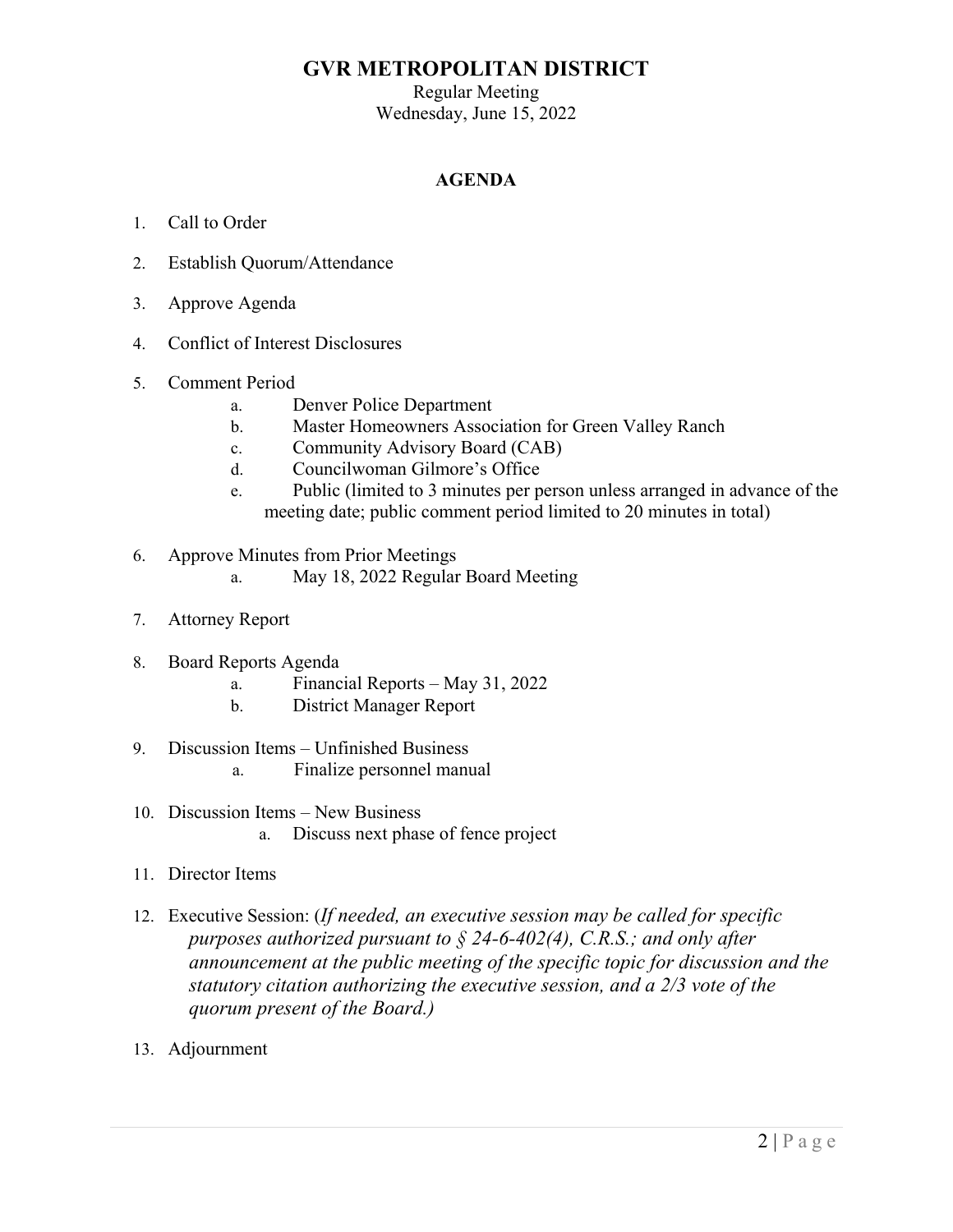# GVR METROPOLITAN DISTRICT

Regular Meeting
Wednesday, June 15, 2022

**AGENDA**

1. Call to Order
2. Establish Quorum/Attendance
3. Approve Agenda
4. Conflict of Interest Disclosures
5. Comment Period
   a. Denver Police Department
   b. Master Homeowners Association for Green Valley Ranch
   c. Community Advisory Board (CAB)
   d. Councilwoman Gilmore's Office
   e. Public (limited to 3 minutes per person unless arranged in advance of the meeting date; public comment period limited to 20 minutes in total)
6. Approve Minutes from Prior Meetings
   a. May 18, 2022 Regular Board Meeting
7. Attorney Report
8. Board Reports Agenda
   a. Financial Reports – May 31, 2022
   b. District Manager Report
9. Discussion Items – Unfinished Business
   a. Finalize personnel manual
10. Discussion Items – New Business
    a. Discuss next phase of fence project
11. Director Items
12. Executive Session: (*If needed, an executive session may be called for specific purposes authorized pursuant to § 24-6-402(4), C.R.S.; and only after announcement at the public meeting of the specific topic for discussion and the statutory citation authorizing the executive session, and a 2/3 vote of the quorum present of the Board.)*
13. Adjournment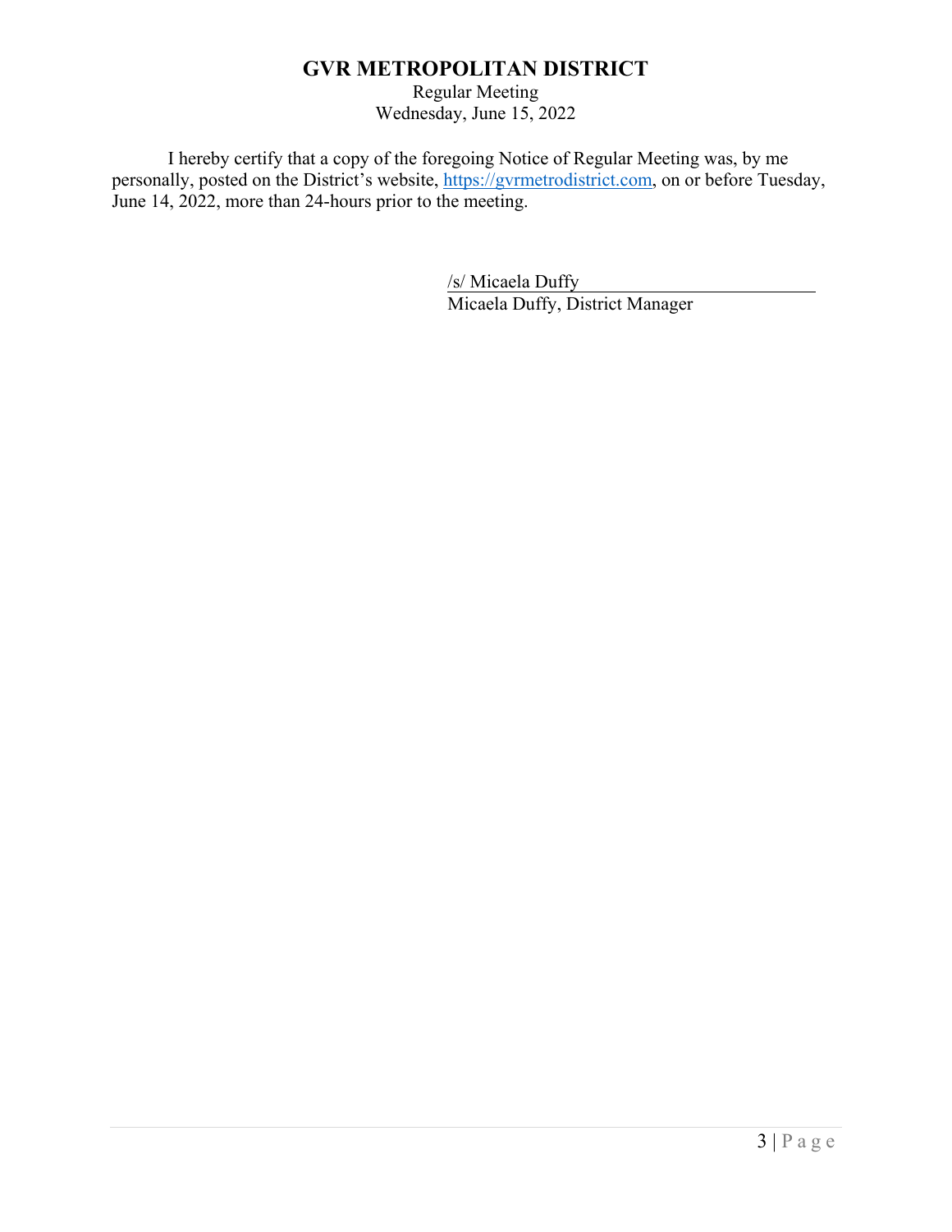# GVR METROPOLITAN DISTRICT

Regular Meeting
Wednesday, June 15, 2022

I hereby certify that a copy of the foregoing Notice of Regular Meeting was, by me personally, posted on the District's website, https://gvrmetrodistrict.com, on or before Tuesday, June 14, 2022, more than 24-hours prior to the meeting.

/s/ Micaela Duffy
Micaela Duffy, District Manager